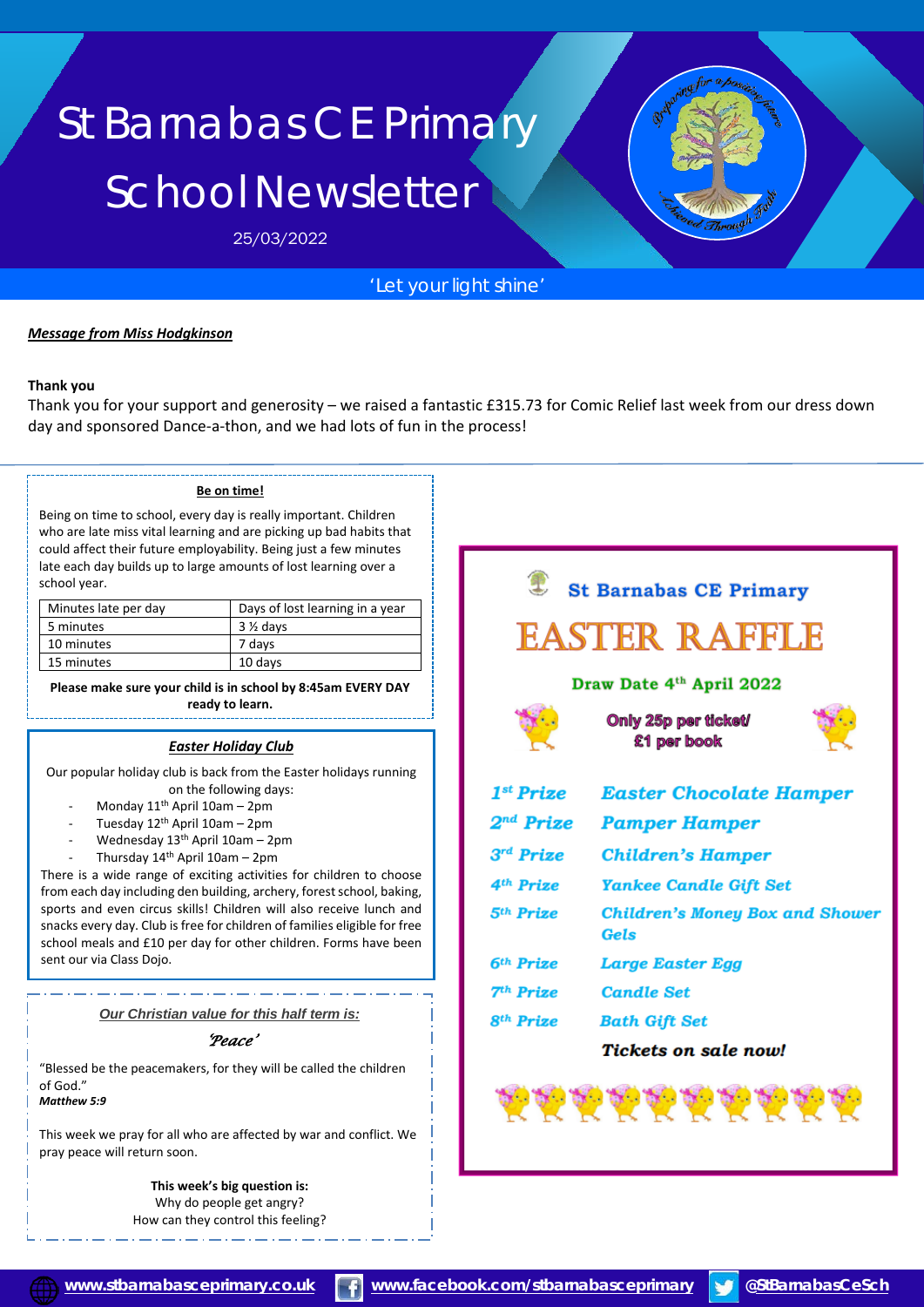# St Barnabas CE Primary School Newsletter

25/03/2022

'Let your light shine'

***Message from Miss Hodgkinson***

**Thank you**

Thank you for your support and generosity – we raised a fantastic £315.73 for Comic Relief last week from our dress down day and sponsored Dance-a-thon, and we had lots of fun in the process!

**Be on time!**

Being on time to school, every day is really important. Children who are late miss vital learning and are picking up bad habits that could affect their future employability. Being just a few minutes late each day builds up to large amounts of lost learning over a school year.

| Minutes late per day | Days of lost learning in a year |
| --- | --- |
| 5 minutes | 3 ½ days |
| 10 minutes | 7 days |
| 15 minutes | 10 days |

**Please make sure your child is in school by 8:45am EVERY DAY ready to learn.**

***Easter Holiday Club***

Our popular holiday club is back from the Easter holidays running on the following days:

- Monday 11th April 10am – 2pm
- Tuesday 12th April 10am – 2pm
- Wednesday 13th April 10am – 2pm
- Thursday 14th April 10am – 2pm

There is a wide range of exciting activities for children to choose from each day including den building, archery, forest school, baking, sports and even circus skills! Children will also receive lunch and snacks every day. Club is free for children of families eligible for free school meals and £10 per day for other children. Forms have been sent our via Class Dojo.

***Our Christian value for this half term is:***

*'Peace'*

"Blessed be the peacemakers, for they will be called the children of God."
***Matthew 5:9***

This week we pray for all who are affected by war and conflict. We pray peace will return soon.

**This week's big question is:**
Why do people get angry?
How can they control this feeling?

**St Barnabas CE Primary**

## EASTER RAFFLE

**Draw Date 4th April 2022**

**Only 25p per ticket/ £1 per book**

| | |
| --- | --- |
| ***1st Prize*** | ***Easter Chocolate Hamper*** |
| ***2nd Prize*** | ***Pamper Hamper*** |
| ***3rd Prize*** | ***Children's Hamper*** |
| ***4th Prize*** | ***Yankee Candle Gift Set*** |
| ***5th Prize*** | ***Children's Money Box and Shower Gels*** |
| ***6th Prize*** | ***Large Easter Egg*** |
| ***7th Prize*** | ***Candle Set*** |
| ***8th Prize*** | ***Bath Gift Set*** |

***Tickets on sale now!***

www.stbarnabasceprimary.co.uk | www.facebook.com/stbarnabasceprimary | @StBarnabasCeSch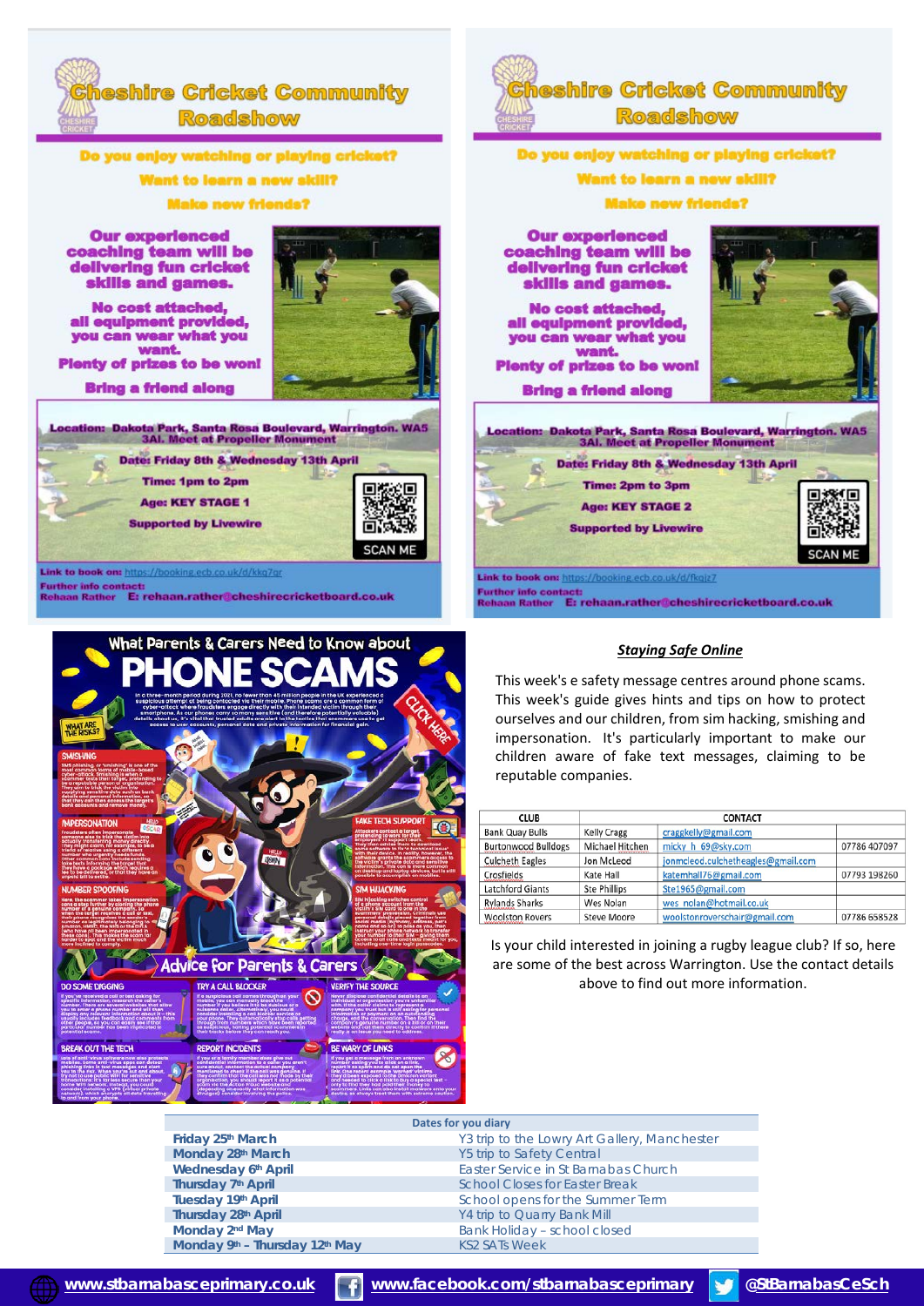# Cheshire Cricket Community Roadshow

**Do you enjoy watching or playing cricket?**

**Want to learn a new skill?**

**Make new friends?**

**Our experienced coaching team will be delivering fun cricket skills and games.**

**No cost attached, all equipment provided, you can wear what you want.**

**Plenty of prizes to be won!**

**Bring a friend along**

**Location: Dakota Park, Santa Rosa Boulevard, Warrington. WA5 3AL. Meet at Propeller Monument**

**Date: Friday 8th & Wednesday 13th April**

**Time: 1pm to 2pm**

**Age: KEY STAGE 1**

**Supported by Livewire**

SCAN ME

**Link to book on:** https://booking.ecb.co.uk/d/kkq7qr

**Further info contact:**
**Rehaan Rather E: rehaan.rather@cheshirecricketboard.co.uk**

# Cheshire Cricket Community Roadshow

**Do you enjoy watching or playing cricket?**

**Want to learn a new skill?**

**Make new friends?**

**Our experienced coaching team will be delivering fun cricket skills and games.**

**No cost attached, all equipment provided, you can wear what you want.**

**Plenty of prizes to be won!**

**Bring a friend along**

**Location: Dakota Park, Santa Rosa Boulevard, Warrington. WA5 3AL. Meet at Propeller Monument**

**Date: Friday 8th & Wednesday 13th April**

**Time: 2pm to 3pm**

**Age: KEY STAGE 2**

**Supported by Livewire**

SCAN ME

**Link to book on:** https://booking.ecb.co.uk/d/fkqjz7

**Further info contact:**
**Rehaan Rather E: rehaan.rather@cheshirecricketboard.co.uk**

What Parents & Carers Need to Know about PHONE SCAMS

## *Staying Safe Online*

This week's e safety message centres around phone scams. This week's guide gives hints and tips on how to protect ourselves and our children, from sim hacking, smishing and impersonation. It's particularly important to make our children aware of fake text messages, claiming to be reputable companies.

| CLUB | CONTACT | | |
|---|---|---|---|
| Bank Quay Bulls | Kelly Cragg | craggkelly@gmail.com | |
| Burtonwood Bulldogs | Michael Hitchen | micky_h_69@sky.com | 07786 407097 |
| Culcheth Eagles | Jon McLeod | jonmcleod.culchetheagles@gmail.com | |
| Crosfields | Kate Hall | katemhall76@gmail.com | 07793 198260 |
| Latchford Giants | Ste Phillips | Ste1965@gmail.com | |
| Rylands Sharks | Wes Nolan | wes_nolan@hotmail.co.uk | |
| Woolston Rovers | Steve Moore | woolstonroverschair@gmail.com | 07786 658528 |

Is your child interested in joining a rugby league club? If so, here are some of the best across Warrington. Use the contact details above to find out more information.

| Dates for you diary | |
|---|---|
| Friday 25th March | Y3 trip to the Lowry Art Gallery, Manchester |
| Monday 28th March | Y5 trip to Safety Central |
| Wednesday 6th April | Easter Service in St Barnabas Church |
| Thursday 7th April | School Closes for Easter Break |
| Tuesday 19th April | School opens for the Summer Term |
| Thursday 28th April | Y4 trip to Quarry Bank Mill |
| Monday 2nd May | Bank Holiday – school closed |
| Monday 9th – Thursday 12th May | KS2 SATs Week |

www.stbarnabasceprimary.co.uk www.facebook.com/stbarnabasceprimary @StBarnabasCeSch